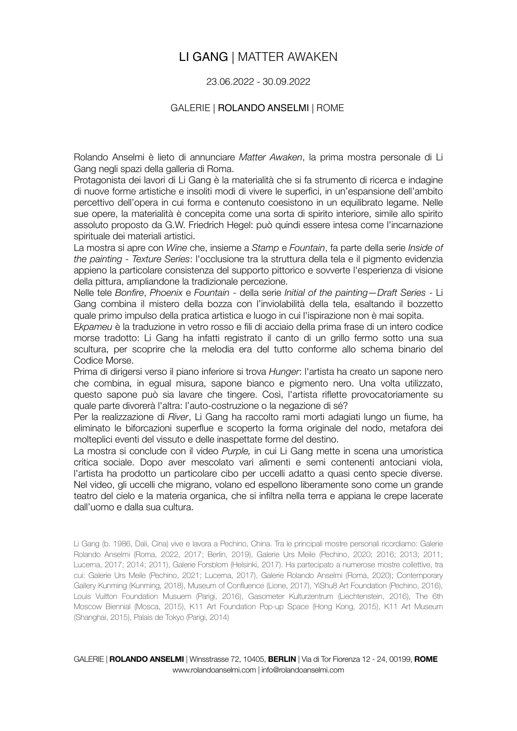# LI GANG | MATTER AWAKEN

23.06.2022 - 30.09.2022

GALERIE | ROLANDO ANSELMI | ROME

Rolando Anselmi è lieto di annunciare *Matter Awaken*, la prima mostra personale di Li Gang negli spazi della galleria di Roma.

Protagonista dei lavori di Li Gang è la materialità che si fa strumento di ricerca e indagine di nuove forme artistiche e insoliti modi di vivere le superfici, in un'espansione dell'ambito percettivo dell'opera in cui forma e contenuto coesistono in un equilibrato legame. Nelle sue opere, la materialità è concepita come una sorta di spirito interiore, simile allo spirito assoluto proposto da G.W. Friedrich Hegel: può quindi essere intesa come l'incarnazione spirituale dei materiali artistici.

La mostra si apre con *Wine* che, insieme a *Stamp* e *Fountain*, fa parte della serie *Inside of the painting - Texture Series*: l'occlusione tra la struttura della tela e il pigmento evidenzia appieno la particolare consistenza del supporto pittorico e sovverte l'esperienza di visione della pittura, ampliandone la tradizionale percezione.

Nelle tele *Bonfire*, *Phoenix* e *Fountain* - della serie *Initial of the painting—Draft Series* - Li Gang combina il mistero della bozza con l'inviolabilità della tela, esaltando il bozzetto quale primo impulso della pratica artistica e luogo in cui l'ispirazione non è mai sopita.

E*kpameu* è la traduzione in vetro rosso e fili di acciaio della prima frase di un intero codice morse tradotto: Li Gang ha infatti registrato il canto di un grillo fermo sotto una sua scultura, per scoprire che la melodia era del tutto conforme allo schema binario del Codice Morse.

Prima di dirigersi verso il piano inferiore si trova *Hunger*: l'artista ha creato un sapone nero che combina, in egual misura, sapone bianco e pigmento nero. Una volta utilizzato, questo sapone può sia lavare che tingere. Così, l'artista riflette provocatoriamente su quale parte divorerà l'altra: l'auto-costruzione o la negazione di sé?

Per la realizzazione di *River*, Li Gang ha raccolto rami morti adagiati lungo un fiume, ha eliminato le biforcazioni superflue e scoperto la forma originale del nodo, metafora dei molteplici eventi del vissuto e delle inaspettate forme del destino.

La mostra si conclude con il video *Purple,* in cui Li Gang mette in scena una umoristica critica sociale. Dopo aver mescolato vari alimenti e semi contenenti antociani viola, l'artista ha prodotto un particolare cibo per uccelli adatto a quasi cento specie diverse. Nel video, gli uccelli che migrano, volano ed espellono liberamente sono come un grande teatro del cielo e la materia organica, che si infiltra nella terra e appiana le crepe lacerate dall'uomo e dalla sua cultura.

Li Gang (b. 1986, Dali, Cina) vive e lavora a Pechino, China. Tra le principali mostre personali ricordiamo: Galerie Rolando Anselmi (Roma, 2022, 2017; Berlin, 2019), Galerie Urs Meile (Pechino, 2020; 2016; 2013; 2011; Lucerna, 2017; 2014; 2011), Galerie Forsblom (Helsinki, 2017). Ha partecipato a numerose mostre collettive, tra cui: Galerie Urs Meile (Pechino, 2021; Lucerna, 2017), Galerie Rolando Anselmi (Roma, 2020); Contemporary Gallery Kunming (Kunming, 2018), Museum of Confluence (Lione, 2017), YiShu8 Art Foundation (Pechino, 2016), Louis Vuitton Foundation Musuem (Parigi, 2016), Gasometer Kulturzentrum (Liechtenstein, 2016), The 6th Moscow Biennial (Mosca, 2015), K11 Art Foundation Pop-up Space (Hong Kong, 2015), K11 Art Museum (Shanghai, 2015), Palais de Tokyo (Parigi, 2014)

GALERIE | **ROLANDO ANSELMI** | Winsstrasse 72, 10405, **BERLIN** | Via di Tor Fiorenza 12 - 24, 00199, **ROME**
www.rolandoanselmi.com | info@rolandoanselmi.com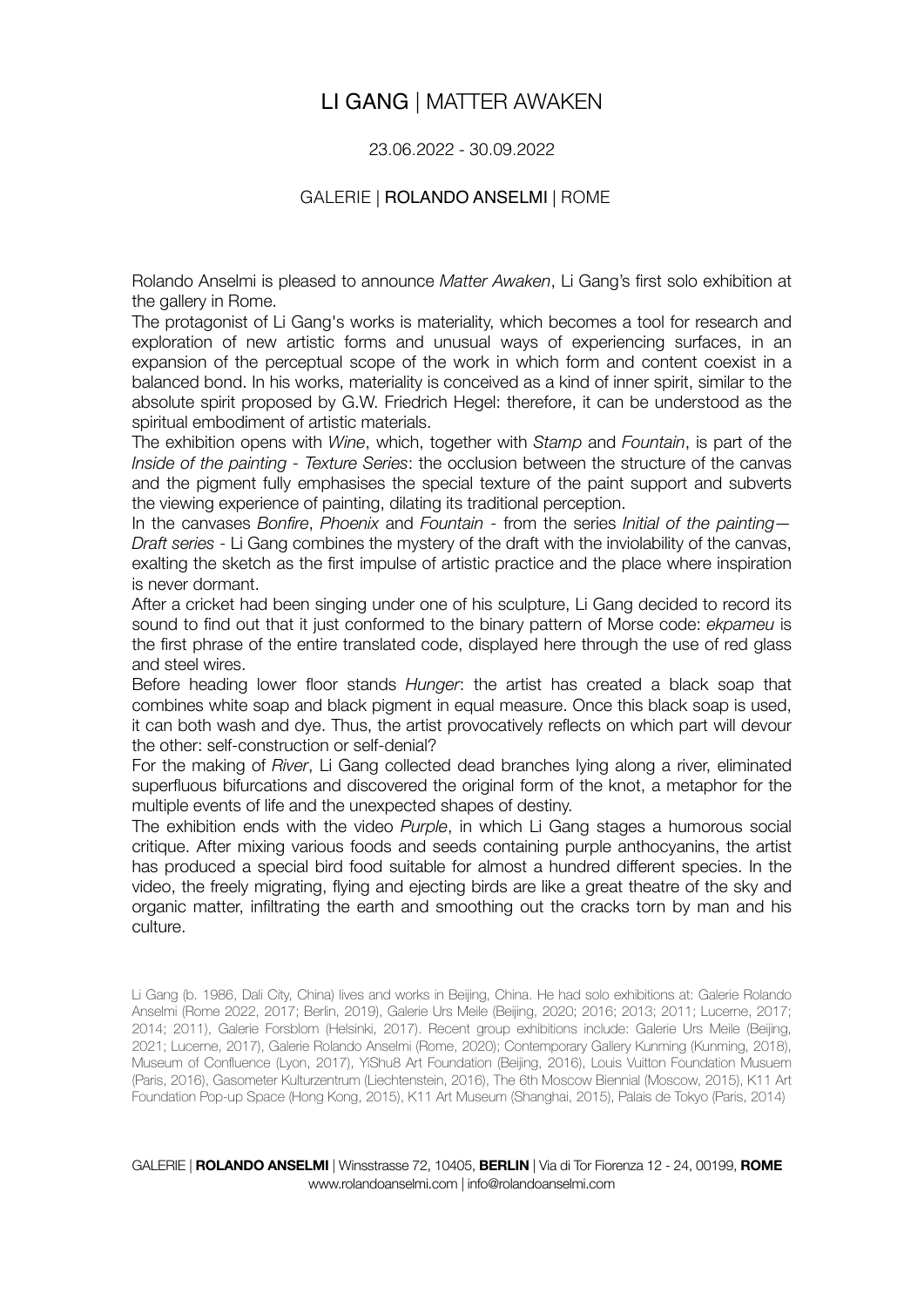# LI GANG | MATTER AWAKEN

23.06.2022 - 30.09.2022

GALERIE | ROLANDO ANSELMI | ROME

Rolando Anselmi is pleased to announce *Matter Awaken*, Li Gang's first solo exhibition at the gallery in Rome.

The protagonist of Li Gang's works is materiality, which becomes a tool for research and exploration of new artistic forms and unusual ways of experiencing surfaces, in an expansion of the perceptual scope of the work in which form and content coexist in a balanced bond. In his works, materiality is conceived as a kind of inner spirit, similar to the absolute spirit proposed by G.W. Friedrich Hegel: therefore, it can be understood as the spiritual embodiment of artistic materials.

The exhibition opens with *Wine*, which, together with *Stamp* and *Fountain*, is part of the *Inside of the painting - Texture Series*: the occlusion between the structure of the canvas and the pigment fully emphasises the special texture of the paint support and subverts the viewing experience of painting, dilating its traditional perception.

In the canvases *Bonfire*, *Phoenix* and *Fountain* - from the series *Initial of the painting—Draft series* - Li Gang combines the mystery of the draft with the inviolability of the canvas, exalting the sketch as the first impulse of artistic practice and the place where inspiration is never dormant.

After a cricket had been singing under one of his sculpture, Li Gang decided to record its sound to find out that it just conformed to the binary pattern of Morse code: *ekpameu* is the first phrase of the entire translated code, displayed here through the use of red glass and steel wires.

Before heading lower floor stands *Hunger*: the artist has created a black soap that combines white soap and black pigment in equal measure. Once this black soap is used, it can both wash and dye. Thus, the artist provocatively reflects on which part will devour the other: self-construction or self-denial?

For the making of *River*, Li Gang collected dead branches lying along a river, eliminated superfluous bifurcations and discovered the original form of the knot, a metaphor for the multiple events of life and the unexpected shapes of destiny.

The exhibition ends with the video *Purple*, in which Li Gang stages a humorous social critique. After mixing various foods and seeds containing purple anthocyanins, the artist has produced a special bird food suitable for almost a hundred different species. In the video, the freely migrating, flying and ejecting birds are like a great theatre of the sky and organic matter, infiltrating the earth and smoothing out the cracks torn by man and his culture.

Li Gang (b. 1986, Dali City, China) lives and works in Beijing, China. He had solo exhibitions at: Galerie Rolando Anselmi (Rome 2022, 2017; Berlin, 2019), Galerie Urs Meile (Beijing, 2020; 2016; 2013; 2011; Lucerne, 2017; 2014; 2011), Galerie Forsblom (Helsinki, 2017). Recent group exhibitions include: Galerie Urs Meile (Beijing, 2021; Lucerne, 2017), Galerie Rolando Anselmi (Rome, 2020); Contemporary Gallery Kunming (Kunming, 2018), Museum of Confluence (Lyon, 2017), YiShu8 Art Foundation (Beijing, 2016), Louis Vuitton Foundation Musuem (Paris, 2016), Gasometer Kulturzentrum (Liechtenstein, 2016), The 6th Moscow Biennial (Moscow, 2015), K11 Art Foundation Pop-up Space (Hong Kong, 2015), K11 Art Museum (Shanghai, 2015), Palais de Tokyo (Paris, 2014)

GALERIE | **ROLANDO ANSELMI** | Winsstrasse 72, 10405, **BERLIN** | Via di Tor Fiorenza 12 - 24, 00199, **ROME**
www.rolandoanselmi.com | info@rolandoanselmi.com